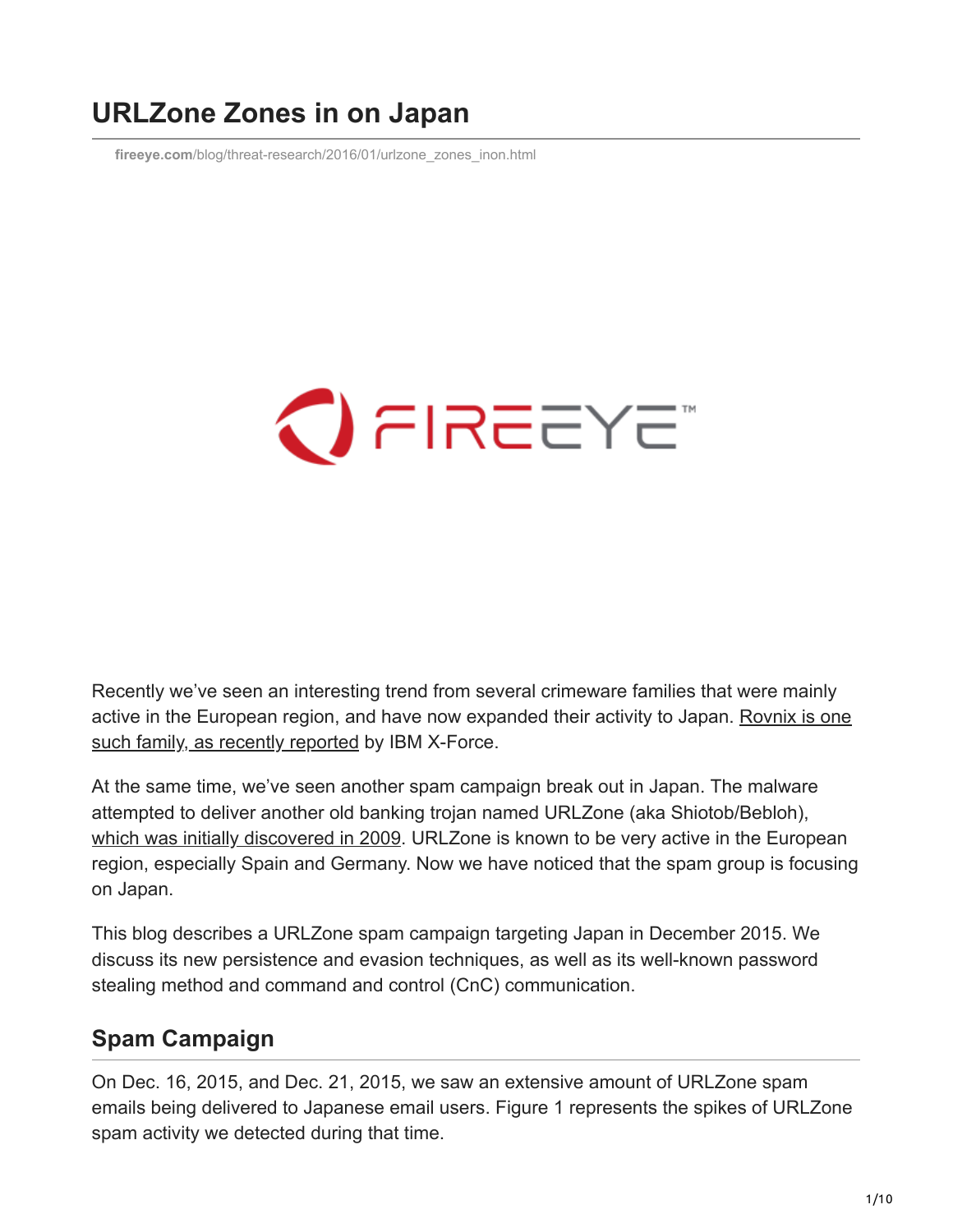# URLZone Zones in on Japan

fireeye.com/blog/threat-research/2016/01/urlzone_zones_inon.html

Recently we've seen an interesting trend from several crimeware families that were mainly active in the European region, and have now expanded their activity to Japan. Rovnix is one such family, as recently reported by IBM X-Force.

At the same time, we've seen another spam campaign break out in Japan. The malware attempted to deliver another old banking trojan named URLZone (aka Shiotob/Bebloh), which was initially discovered in 2009. URLZone is known to be very active in the European region, especially Spain and Germany. Now we have noticed that the spam group is focusing on Japan.

This blog describes a URLZone spam campaign targeting Japan in December 2015. We discuss its new persistence and evasion techniques, as well as its well-known password stealing method and command and control (CnC) communication.

## Spam Campaign

On Dec. 16, 2015, and Dec. 21, 2015, we saw an extensive amount of URLZone spam emails being delivered to Japanese email users. Figure 1 represents the spikes of URLZone spam activity we detected during that time.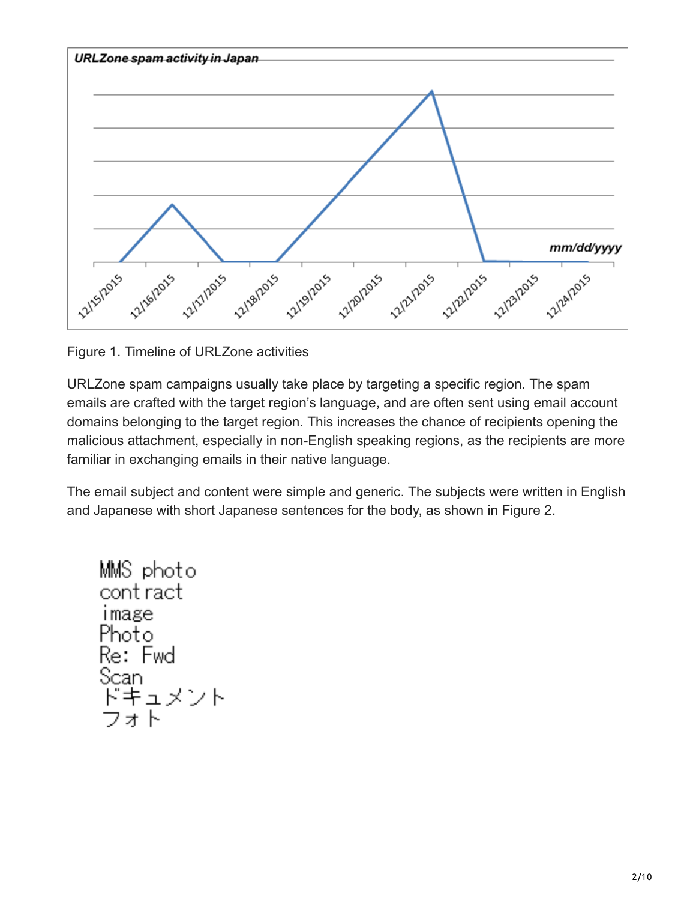URLZone spam activity in Japan

mm/dd/yyyy

12/15/2015
12/16/2015
12/17/2015
12/18/2015
12/19/2015
12/20/2015
12/21/2015
12/22/2015
12/23/2015
12/24/2015

Figure 1. Timeline of URLZone activities

URLZone spam campaigns usually take place by targeting a specific region. The spam emails are crafted with the target region's language, and are often sent using email account domains belonging to the target region. This increases the chance of recipients opening the malicious attachment, especially in non-English speaking regions, as the recipients are more familiar in exchanging emails in their native language.

The email subject and content were simple and generic. The subjects were written in English and Japanese with short Japanese sentences for the body, as shown in Figure 2.

MMS photo
contract
image
Photo
Re: Fwd
Scan
ドキュメント
フォト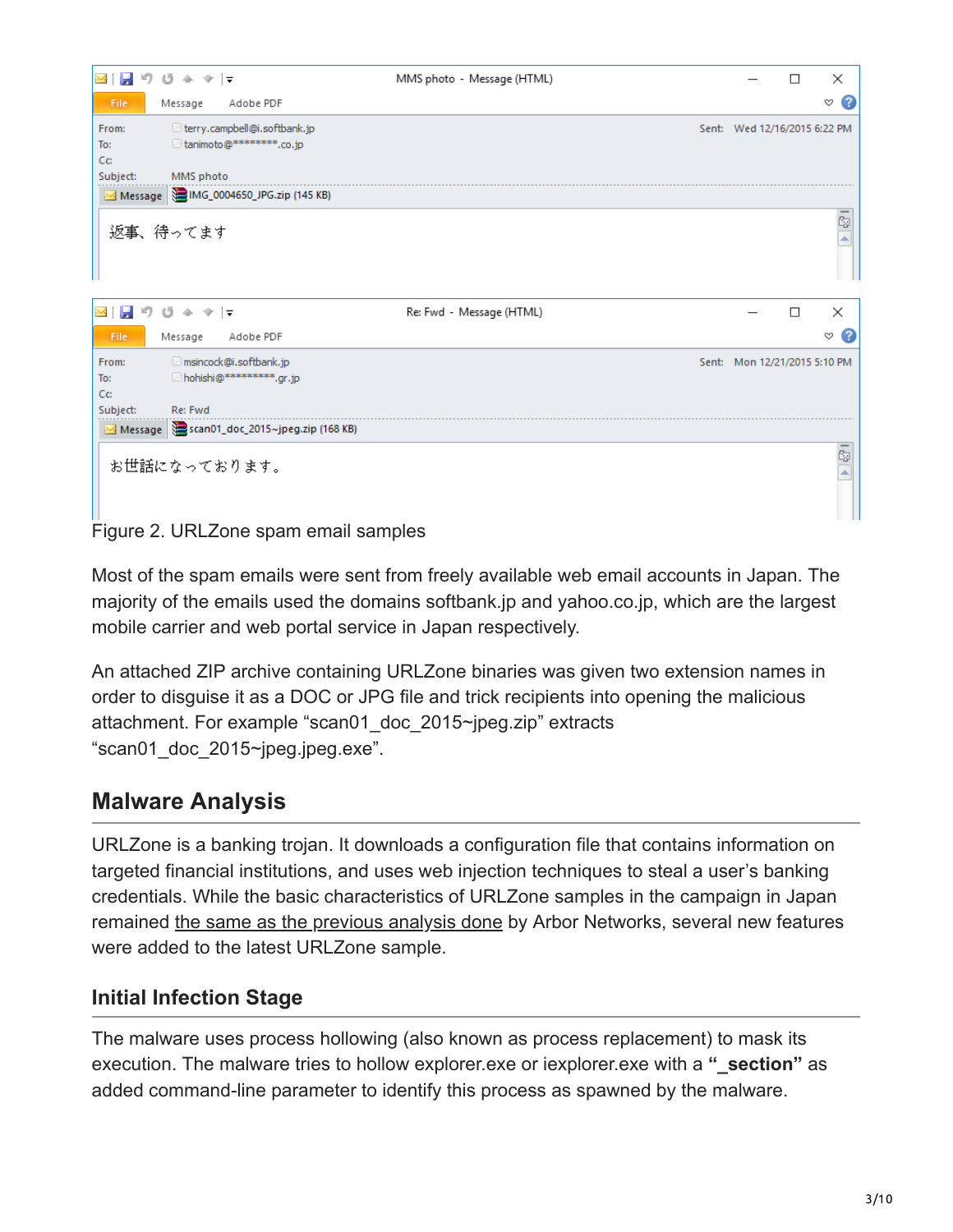Figure 2. URLZone spam email samples

Most of the spam emails were sent from freely available web email accounts in Japan. The majority of the emails used the domains softbank.jp and yahoo.co.jp, which are the largest mobile carrier and web portal service in Japan respectively.

An attached ZIP archive containing URLZone binaries was given two extension names in order to disguise it as a DOC or JPG file and trick recipients into opening the malicious attachment. For example "scan01_doc_2015~jpeg.zip" extracts "scan01_doc_2015~jpeg.jpeg.exe".

## Malware Analysis

URLZone is a banking trojan. It downloads a configuration file that contains information on targeted financial institutions, and uses web injection techniques to steal a user's banking credentials. While the basic characteristics of URLZone samples in the campaign in Japan remained the same as the previous analysis done by Arbor Networks, several new features were added to the latest URLZone sample.

### Initial Infection Stage

The malware uses process hollowing (also known as process replacement) to mask its execution. The malware tries to hollow explorer.exe or iexplorer.exe with a **"_section"** as added command-line parameter to identify this process as spawned by the malware.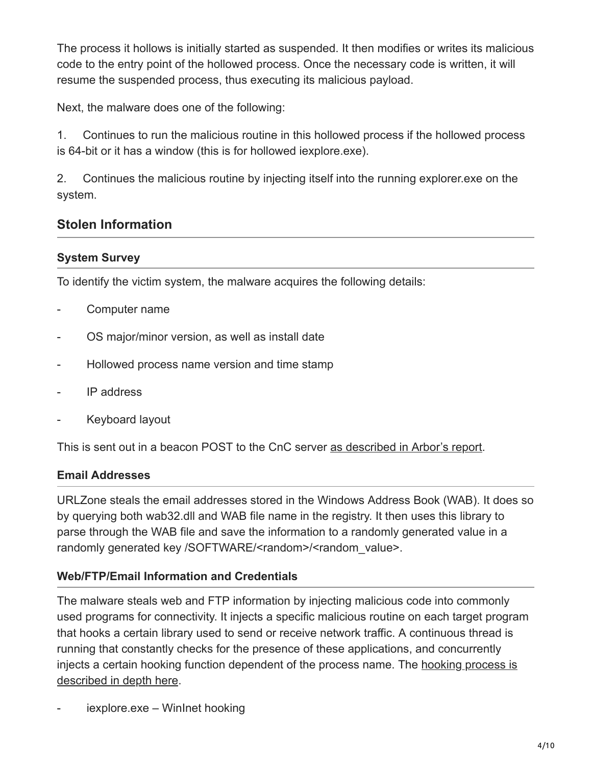The process it hollows is initially started as suspended. It then modifies or writes its malicious code to the entry point of the hollowed process. Once the necessary code is written, it will resume the suspended process, thus executing its malicious payload.

Next, the malware does one of the following:

1. Continues to run the malicious routine in this hollowed process if the hollowed process is 64-bit or it has a window (this is for hollowed iexplore.exe).

2. Continues the malicious routine by injecting itself into the running explorer.exe on the system.

## Stolen Information

### System Survey

To identify the victim system, the malware acquires the following details:

- Computer name
- OS major/minor version, as well as install date
- Hollowed process name version and time stamp
- IP address
- Keyboard layout

This is sent out in a beacon POST to the CnC server as described in Arbor's report.

### Email Addresses

URLZone steals the email addresses stored in the Windows Address Book (WAB). It does so by querying both wab32.dll and WAB file name in the registry. It then uses this library to parse through the WAB file and save the information to a randomly generated value in a randomly generated key /SOFTWARE/<random>/<random_value>.

### Web/FTP/Email Information and Credentials

The malware steals web and FTP information by injecting malicious code into commonly used programs for connectivity. It injects a specific malicious routine on each target program that hooks a certain library used to send or receive network traffic. A continuous thread is running that constantly checks for the presence of these applications, and concurrently injects a certain hooking function dependent of the process name. The hooking process is described in depth here.

- iexplore.exe – WinInet hooking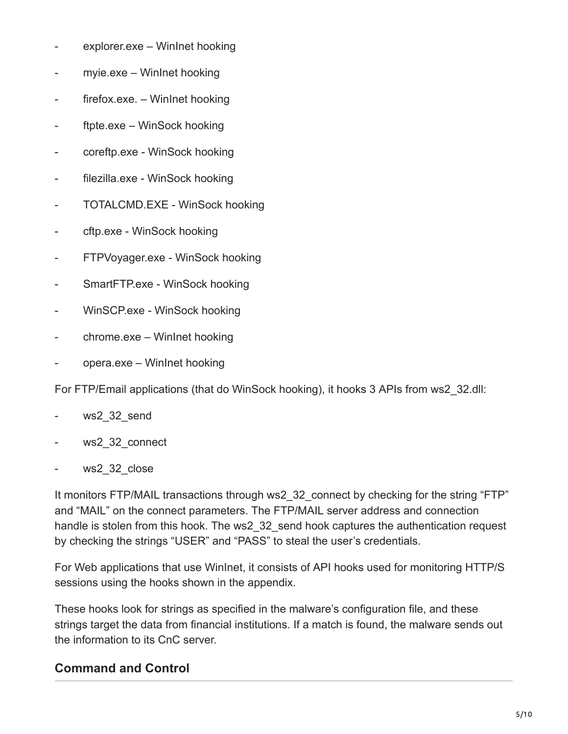- explorer.exe – WinInet hooking
- myie.exe – WinInet hooking
- firefox.exe. – WinInet hooking
- ftpte.exe – WinSock hooking
- coreftp.exe - WinSock hooking
- filezilla.exe - WinSock hooking
- TOTALCMD.EXE - WinSock hooking
- cftp.exe - WinSock hooking
- FTPVoyager.exe - WinSock hooking
- SmartFTP.exe - WinSock hooking
- WinSCP.exe - WinSock hooking
- chrome.exe – WinInet hooking
- opera.exe – WinInet hooking

For FTP/Email applications (that do WinSock hooking), it hooks 3 APIs from ws2_32.dll:

- ws2_32_send
- ws2_32_connect
- ws2_32_close

It monitors FTP/MAIL transactions through ws2_32_connect by checking for the string “FTP” and “MAIL” on the connect parameters. The FTP/MAIL server address and connection handle is stolen from this hook. The ws2_32_send hook captures the authentication request by checking the strings “USER” and “PASS” to steal the user’s credentials.

For Web applications that use WinInet, it consists of API hooks used for monitoring HTTP/S sessions using the hooks shown in the appendix.

These hooks look for strings as specified in the malware’s configuration file, and these strings target the data from financial institutions. If a match is found, the malware sends out the information to its CnC server.

## Command and Control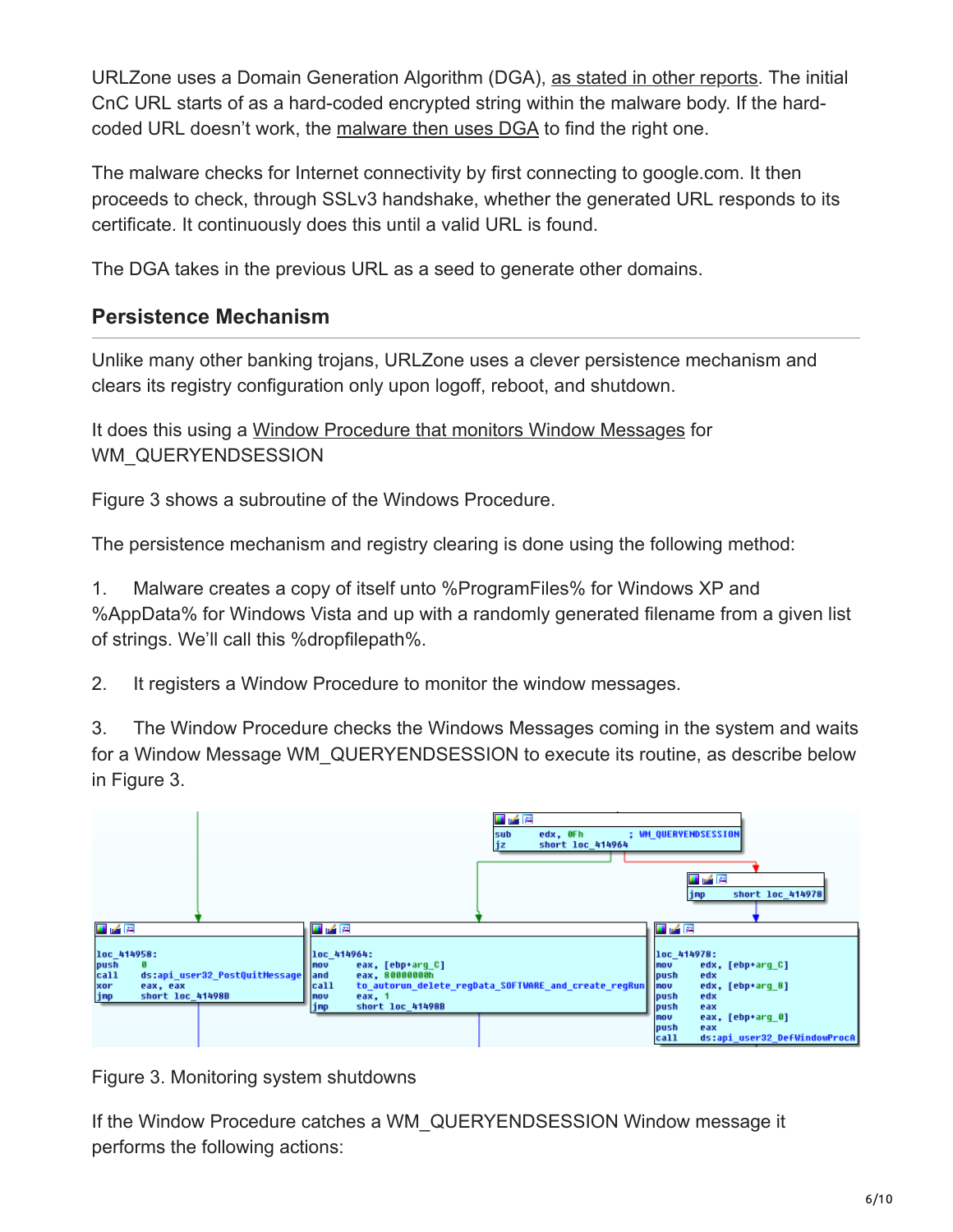URLZone uses a Domain Generation Algorithm (DGA), as stated in other reports. The initial CnC URL starts of as a hard-coded encrypted string within the malware body. If the hard-coded URL doesn't work, the malware then uses DGA to find the right one.

The malware checks for Internet connectivity by first connecting to google.com. It then proceeds to check, through SSLv3 handshake, whether the generated URL responds to its certificate. It continuously does this until a valid URL is found.

The DGA takes in the previous URL as a seed to generate other domains.

## Persistence Mechanism

Unlike many other banking trojans, URLZone uses a clever persistence mechanism and clears its registry configuration only upon logoff, reboot, and shutdown.

It does this using a Window Procedure that monitors Window Messages for WM_QUERYENDSESSION

Figure 3 shows a subroutine of the Windows Procedure.

The persistence mechanism and registry clearing is done using the following method:

1. Malware creates a copy of itself unto %ProgramFiles% for Windows XP and %AppData% for Windows Vista and up with a randomly generated filename from a given list of strings. We'll call this %dropfilepath%.

2. It registers a Window Procedure to monitor the window messages.

3. The Window Procedure checks the Windows Messages coming in the system and waits for a Window Message WM_QUERYENDSESSION to execute its routine, as describe below in Figure 3.

```
sub     edx, 0Fh        ; WM_QUERYENDSESSION
jz      short loc_414964
```

```
jmp     short loc_414978
```

```
loc_414958:
push    0
call    ds:api_user32_PostQuitMessage
xor     eax, eax
jmp     short loc_41498B
```

```
loc_414964:
mov     eax, [ebp+arg_C]
and     eax, 80000000h
call    to_autorun_delete_regData_SOFTWARE_and_create_regRun
mov     eax, 1
jmp     short loc_41498B
```

```
loc_414978:
mov     edx, [ebp+arg_C]
push    edx
mov     edx, [ebp+arg_8]
push    edx
push    eax
mov     eax, [ebp+arg_0]
push    eax
call    ds:api_user32_DefWindowProcA
```

Figure 3. Monitoring system shutdowns

If the Window Procedure catches a WM_QUERYENDSESSION Window message it performs the following actions: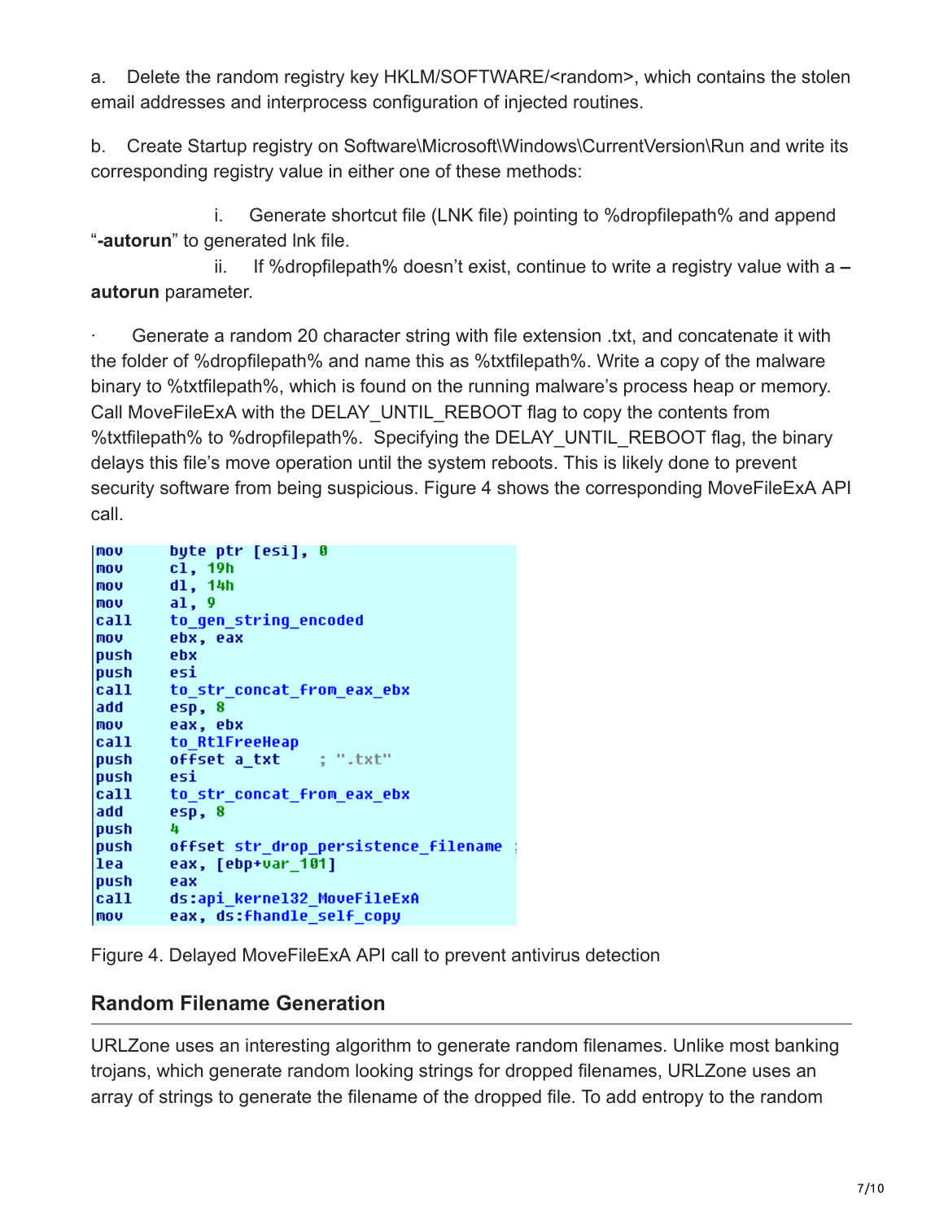a. Delete the random registry key HKLM/SOFTWARE/<random>, which contains the stolen email addresses and interprocess configuration of injected routines.

b. Create Startup registry on Software\Microsoft\Windows\CurrentVersion\Run and write its corresponding registry value in either one of these methods:

i. Generate shortcut file (LNK file) pointing to %dropfilepath% and append "**-autorun**" to generated lnk file.

ii. If %dropfilepath% doesn't exist, continue to write a registry value with a **–autorun** parameter.

· Generate a random 20 character string with file extension .txt, and concatenate it with the folder of %dropfilepath% and name this as %txtfilepath%. Write a copy of the malware binary to %txtfilepath%, which is found on the running malware's process heap or memory. Call MoveFileExA with the DELAY_UNTIL_REBOOT flag to copy the contents from %txtfilepath% to %dropfilepath%. Specifying the DELAY_UNTIL_REBOOT flag, the binary delays this file's move operation until the system reboots. This is likely done to prevent security software from being suspicious. Figure 4 shows the corresponding MoveFileExA API call.

```
mov     byte ptr [esi], 0
mov     cl, 19h
mov     dl, 14h
mov     al, 9
call    to_gen_string_encoded
mov     ebx, eax
push    ebx
push    esi
call    to_str_concat_from_eax_ebx
add     esp, 8
mov     eax, ebx
call    to_RtlFreeHeap
push    offset a_txt     ; ".txt"
push    esi
call    to_str_concat_from_eax_ebx
add     esp, 8
push    4
push    offset str_drop_persistence_filename ;
lea     eax, [ebp+var_101]
push    eax
call    ds:api_kernel32_MoveFileExA
mov     eax, ds:fhandle_self_copy
```

Figure 4. Delayed MoveFileExA API call to prevent antivirus detection

## Random Filename Generation

URLZone uses an interesting algorithm to generate random filenames. Unlike most banking trojans, which generate random looking strings for dropped filenames, URLZone uses an array of strings to generate the filename of the dropped file. To add entropy to the random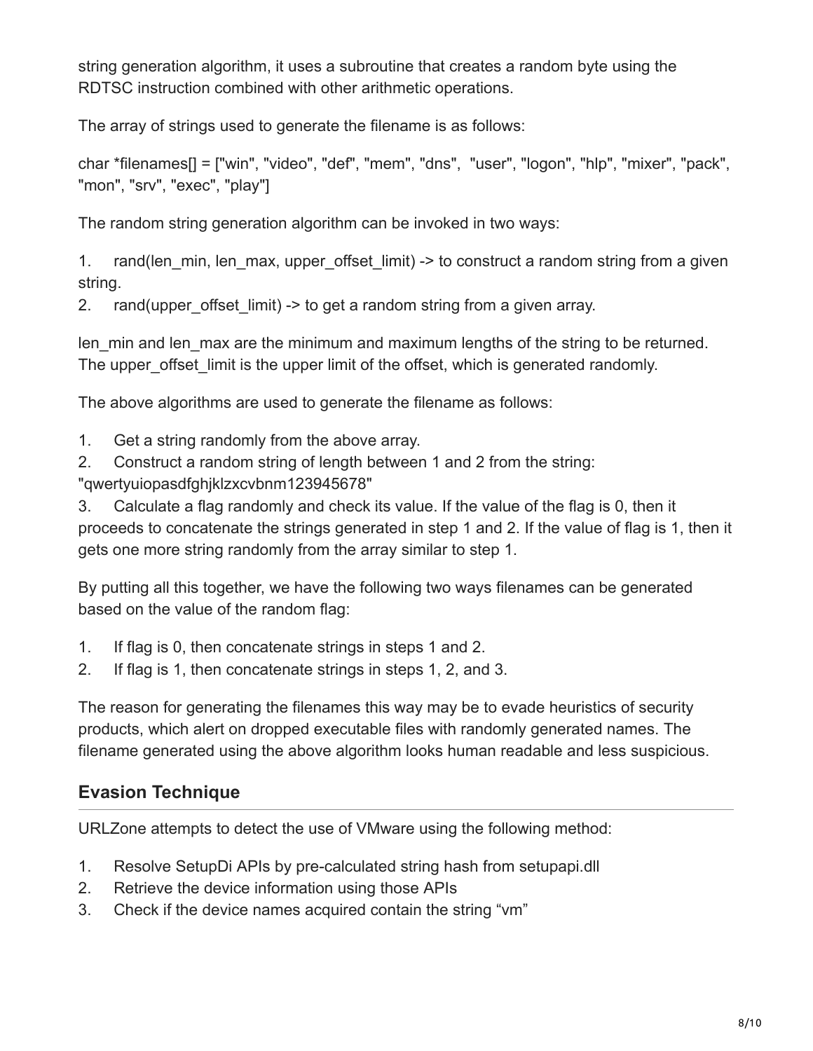string generation algorithm, it uses a subroutine that creates a random byte using the RDTSC instruction combined with other arithmetic operations.

The array of strings used to generate the filename is as follows:

char *filenames[] = ["win", "video", "def", "mem", "dns",  "user", "logon", "hlp", "mixer", "pack", "mon", "srv", "exec", "play"]

The random string generation algorithm can be invoked in two ways:

1. rand(len_min, len_max, upper_offset_limit) -> to construct a random string from a given string.
2. rand(upper_offset_limit) -> to get a random string from a given array.

len_min and len_max are the minimum and maximum lengths of the string to be returned. The upper_offset_limit is the upper limit of the offset, which is generated randomly.

The above algorithms are used to generate the filename as follows:

1. Get a string randomly from the above array.
2. Construct a random string of length between 1 and 2 from the string: "qwertyuiopasdfghjklzxcvbnm123945678"
3. Calculate a flag randomly and check its value. If the value of the flag is 0, then it proceeds to concatenate the strings generated in step 1 and 2. If the value of flag is 1, then it gets one more string randomly from the array similar to step 1.

By putting all this together, we have the following two ways filenames can be generated based on the value of the random flag:

1. If flag is 0, then concatenate strings in steps 1 and 2.
2. If flag is 1, then concatenate strings in steps 1, 2, and 3.

The reason for generating the filenames this way may be to evade heuristics of security products, which alert on dropped executable files with randomly generated names. The filename generated using the above algorithm looks human readable and less suspicious.

## Evasion Technique

URLZone attempts to detect the use of VMware using the following method:

1. Resolve SetupDi APIs by pre-calculated string hash from setupapi.dll
2. Retrieve the device information using those APIs
3. Check if the device names acquired contain the string "vm"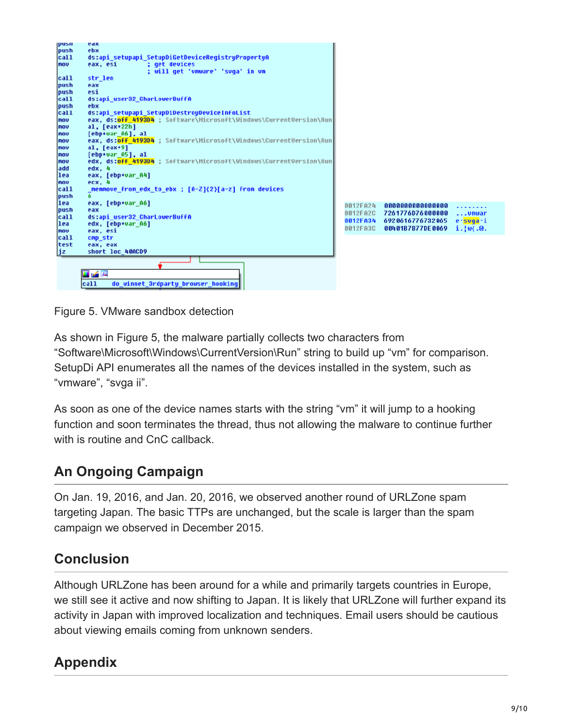```
push    eax
push    ebx
call    ds:api_setupapi_SetupDiGetDeviceRegistryPropertyA
mov     eax, esi        ; get devices
                        ; will get 'vmware' 'svga' in vm
call    str_len
push    eax
push    esi
call    ds:api_user32_CharLowerBuffA
push    ebx
call    ds:api_setupapi_SetupDiDestroyDeviceInfoList
mov     eax, ds:off_4193D4 ; Software\Microsoft\Windows\CurrentVersion\Run
mov     al, [eax+22h]
mov     [ebp+var_A6], al
mov     eax, ds:off_4193D4 ; Software\Microsoft\Windows\CurrentVersion\Run
mov     al, [eax+9]
mov     [ebp+var_A5], al
mov     edx, ds:off_4193D4 ; Software\Microsoft\Windows\CurrentVersion\Run
add     edx, 4
lea     eax, [ebp+var_A4]
mov     ecx, 4
call    _memmove_from_edx_to_ebx ; [A-Z]{2}[a-z] from devices
push    6
lea     eax, [ebp+var_A6]
push    eax
call    ds:api_user32_CharLowerBuffA
lea     edx, [ebp+var_A6]
mov     eax, esi
call    cmp_str
test    eax, eax
jz      short loc_40ACD9

call    do_wininet_3rdparty_browser_hooking
```

```
0012FA24  0000000000000000  ........
0012FA2C  7261776D76000000  ...vmwar
0012FA34  6920616776732065  e svga i
0012FA3C  00401B7B77DE0069  i.!w{.@.
```

Figure 5. VMware sandbox detection

As shown in Figure 5, the malware partially collects two characters from "Software\Microsoft\Windows\CurrentVersion\Run" string to build up "vm" for comparison. SetupDi API enumerates all the names of the devices installed in the system, such as "vmware", "svga ii".

As soon as one of the device names starts with the string "vm" it will jump to a hooking function and soon terminates the thread, thus not allowing the malware to continue further with is routine and CnC callback.

## An Ongoing Campaign

On Jan. 19, 2016, and Jan. 20, 2016, we observed another round of URLZone spam targeting Japan. The basic TTPs are unchanged, but the scale is larger than the spam campaign we observed in December 2015.

## Conclusion

Although URLZone has been around for a while and primarily targets countries in Europe, we still see it active and now shifting to Japan. It is likely that URLZone will further expand its activity in Japan with improved localization and techniques. Email users should be cautious about viewing emails coming from unknown senders.

## Appendix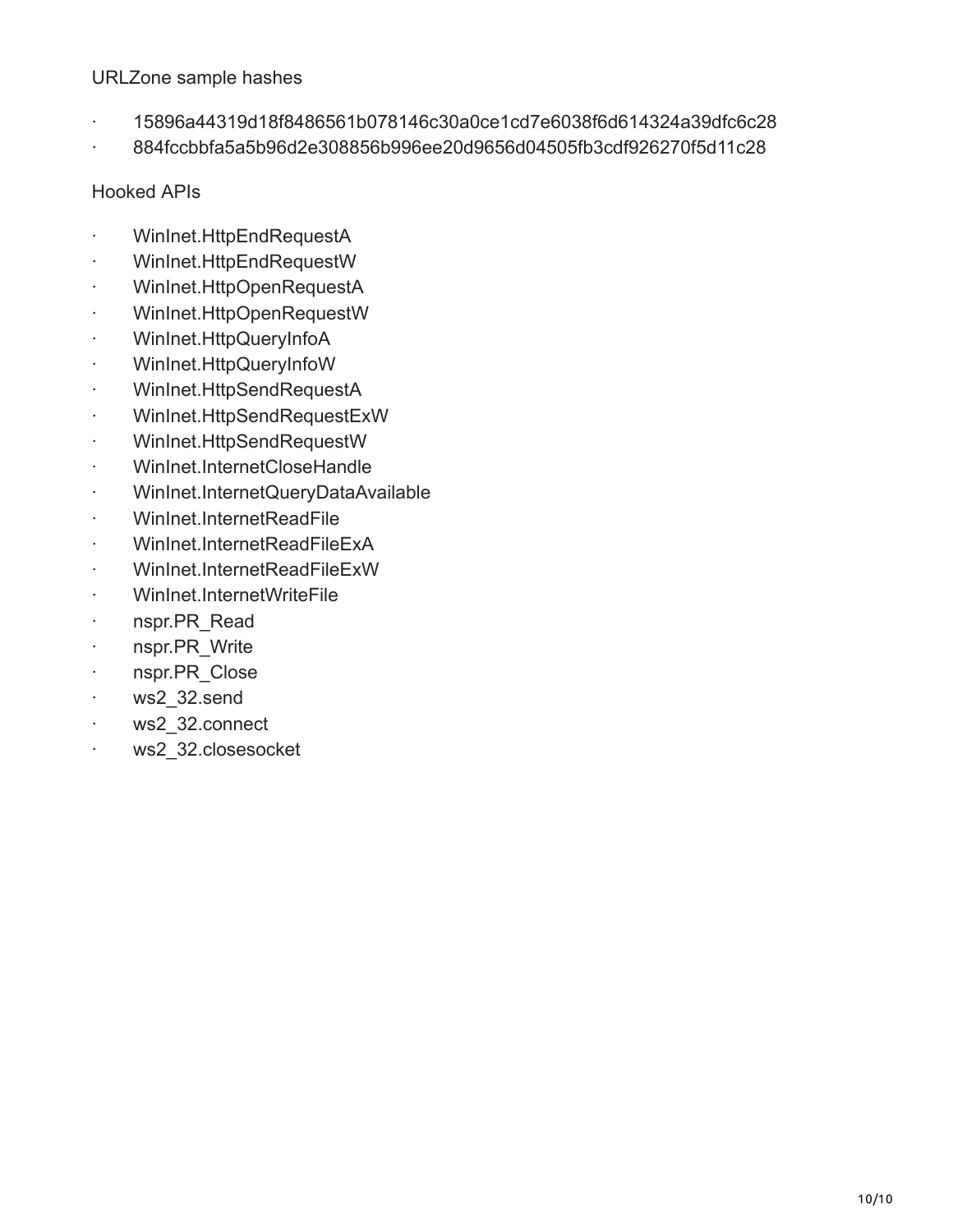URLZone sample hashes

- 15896a44319d18f8486561b078146c30a0ce1cd7e6038f6d614324a39dfc6c28
- 884fccbbfa5a5b96d2e308856b996ee20d9656d04505fb3cdf926270f5d11c28

Hooked APIs

- WinInet.HttpEndRequestA
- WinInet.HttpEndRequestW
- WinInet.HttpOpenRequestA
- WinInet.HttpOpenRequestW
- WinInet.HttpQueryInfoA
- WinInet.HttpQueryInfoW
- WinInet.HttpSendRequestA
- WinInet.HttpSendRequestExW
- WinInet.HttpSendRequestW
- WinInet.InternetCloseHandle
- WinInet.InternetQueryDataAvailable
- WinInet.InternetReadFile
- WinInet.InternetReadFileExA
- WinInet.InternetReadFileExW
- WinInet.InternetWriteFile
- nspr.PR_Read
- nspr.PR_Write
- nspr.PR_Close
- ws2_32.send
- ws2_32.connect
- ws2_32.closesocket